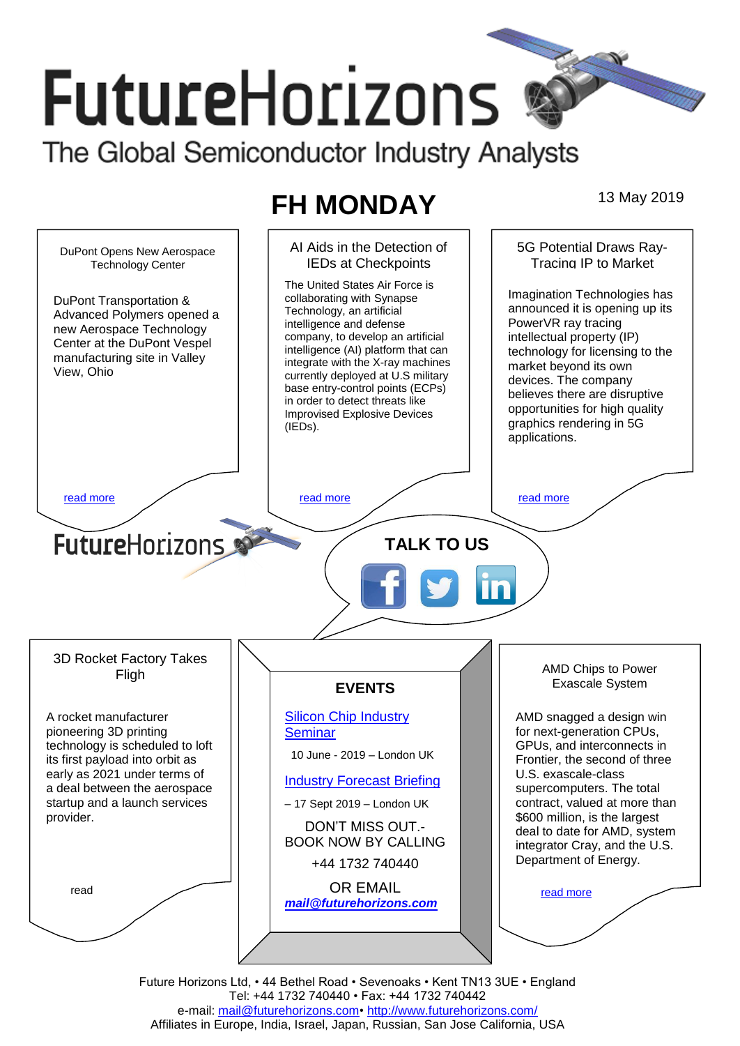# FutureHorizons

The Global Semiconductor Industry Analysts

## FH MONDAY

13 May 2019

### DuPont Opens New Aerospace Technology Center

DuPont Transportation & Advanced Polymers opened a new Aerospace Technology Center at the DuPont Vespel manufacturing site in Valley View, Ohio

read more

### AI Aids in the Detection of IEDs at Checkpoints

The United States Air Force is collaborating with Synapse Technology, an artificial intelligence and defense company, to develop an artificial intelligence (AI) platform that can integrate with the X-ray machines currently deployed at U.S military base entry-control points (ECPs) in order to detect threats like Improvised Explosive Devices (IEDs).

read more

### 5G Potential Draws Ray-Tracing IP to Market

Imagination Technologies has announced it is opening up its PowerVR ray tracing intellectual property (IP) technology for licensing to the market beyond its own devices. The company believes there are disruptive opportunities for high quality graphics rendering in 5G applications.

read more

FutureHorizons

**TALK TO US**

### 3D Rocket Factory Takes Fligh

A rocket manufacturer pioneering 3D printing technology is scheduled to loft its first payload into orbit as early as 2021 under terms of a deal between the aerospace startup and a launch services provider.

read

### EVENTS

Silicon Chip Industry Seminar

10 June - 2019 – London UK

Industry Forecast Briefing

– 17 Sept 2019 – London UK

DON'T MISS OUT.- BOOK NOW BY CALLING

+44 1732 740440

OR EMAIL

***mail@futurehorizons.com***

### AMD Chips to Power Exascale System

AMD snagged a design win for next-generation CPUs, GPUs, and interconnects in Frontier, the second of three U.S. exascale-class supercomputers. The total contract, valued at more than $600 million, is the largest deal to date for AMD, system integrator Cray, and the U.S. Department of Energy.

read more

Future Horizons Ltd, • 44 Bethel Road • Sevenoaks • Kent TN13 3UE • England
Tel: +44 1732 740440 • Fax: +44 1732 740442
e-mail: mail@futurehorizons.com• http://www.futurehorizons.com/
Affiliates in Europe, India, Israel, Japan, Russian, San Jose California, USA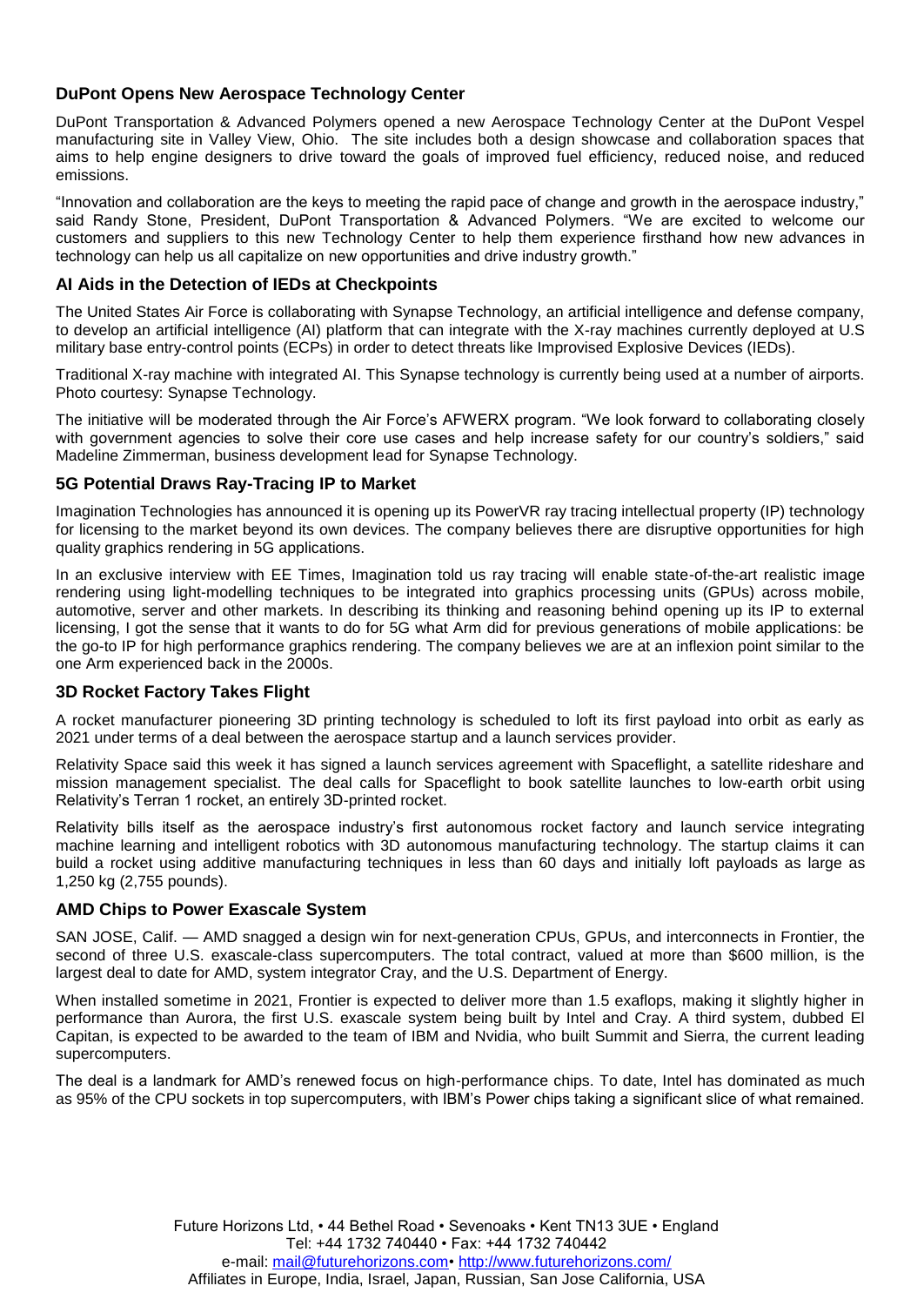### DuPont Opens New Aerospace Technology Center

DuPont Transportation & Advanced Polymers opened a new Aerospace Technology Center at the DuPont Vespel manufacturing site in Valley View, Ohio. The site includes both a design showcase and collaboration spaces that aims to help engine designers to drive toward the goals of improved fuel efficiency, reduced noise, and reduced emissions.

"Innovation and collaboration are the keys to meeting the rapid pace of change and growth in the aerospace industry," said Randy Stone, President, DuPont Transportation & Advanced Polymers. "We are excited to welcome our customers and suppliers to this new Technology Center to help them experience firsthand how new advances in technology can help us all capitalize on new opportunities and drive industry growth."

### AI Aids in the Detection of IEDs at Checkpoints

The United States Air Force is collaborating with Synapse Technology, an artificial intelligence and defense company, to develop an artificial intelligence (AI) platform that can integrate with the X-ray machines currently deployed at U.S military base entry-control points (ECPs) in order to detect threats like Improvised Explosive Devices (IEDs).

Traditional X-ray machine with integrated AI. This Synapse technology is currently being used at a number of airports. Photo courtesy: Synapse Technology.

The initiative will be moderated through the Air Force's AFWERX program. "We look forward to collaborating closely with government agencies to solve their core use cases and help increase safety for our country's soldiers," said Madeline Zimmerman, business development lead for Synapse Technology.

### 5G Potential Draws Ray-Tracing IP to Market

Imagination Technologies has announced it is opening up its PowerVR ray tracing intellectual property (IP) technology for licensing to the market beyond its own devices. The company believes there are disruptive opportunities for high quality graphics rendering in 5G applications.

In an exclusive interview with EE Times, Imagination told us ray tracing will enable state-of-the-art realistic image rendering using light-modelling techniques to be integrated into graphics processing units (GPUs) across mobile, automotive, server and other markets. In describing its thinking and reasoning behind opening up its IP to external licensing, I got the sense that it wants to do for 5G what Arm did for previous generations of mobile applications: be the go-to IP for high performance graphics rendering. The company believes we are at an inflexion point similar to the one Arm experienced back in the 2000s.

### 3D Rocket Factory Takes Flight

A rocket manufacturer pioneering 3D printing technology is scheduled to loft its first payload into orbit as early as 2021 under terms of a deal between the aerospace startup and a launch services provider.

Relativity Space said this week it has signed a launch services agreement with Spaceflight, a satellite rideshare and mission management specialist. The deal calls for Spaceflight to book satellite launches to low-earth orbit using Relativity's Terran 1 rocket, an entirely 3D-printed rocket.

Relativity bills itself as the aerospace industry's first autonomous rocket factory and launch service integrating machine learning and intelligent robotics with 3D autonomous manufacturing technology. The startup claims it can build a rocket using additive manufacturing techniques in less than 60 days and initially loft payloads as large as 1,250 kg (2,755 pounds).

### AMD Chips to Power Exascale System

SAN JOSE, Calif. — AMD snagged a design win for next-generation CPUs, GPUs, and interconnects in Frontier, the second of three U.S. exascale-class supercomputers. The total contract, valued at more than $600 million, is the largest deal to date for AMD, system integrator Cray, and the U.S. Department of Energy.

When installed sometime in 2021, Frontier is expected to deliver more than 1.5 exaflops, making it slightly higher in performance than Aurora, the first U.S. exascale system being built by Intel and Cray. A third system, dubbed El Capitan, is expected to be awarded to the team of IBM and Nvidia, who built Summit and Sierra, the current leading supercomputers.

The deal is a landmark for AMD's renewed focus on high-performance chips. To date, Intel has dominated as much as 95% of the CPU sockets in top supercomputers, with IBM's Power chips taking a significant slice of what remained.